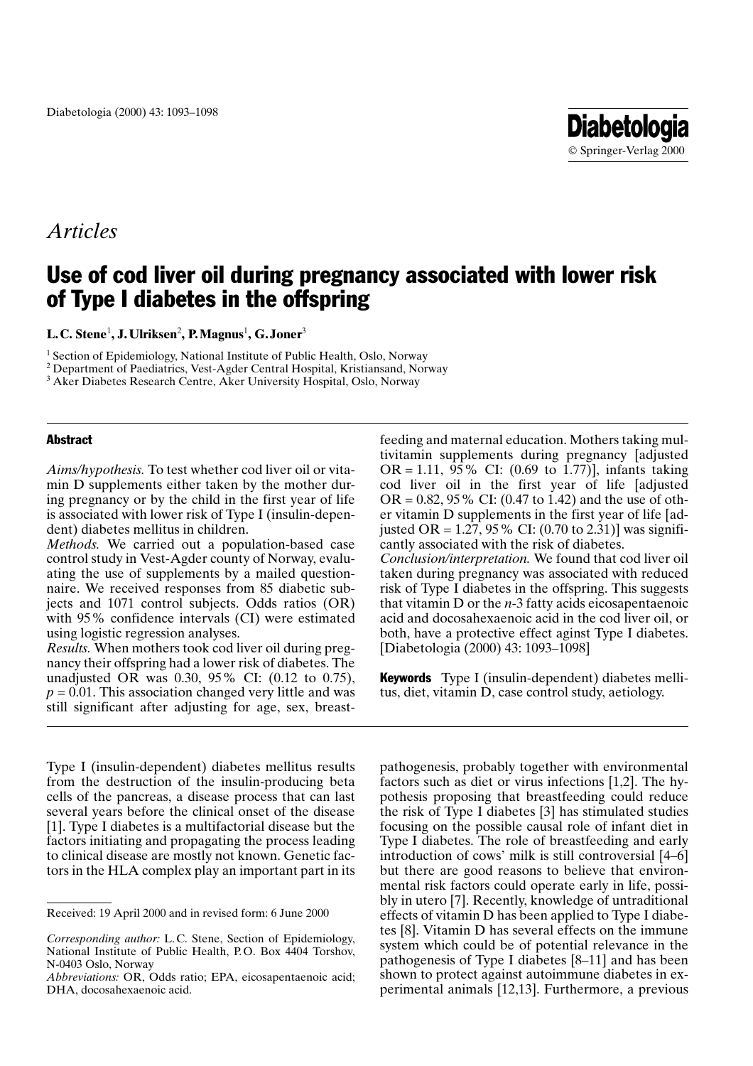*Articles*

# Use of cod liver oil during pregnancy associated with lower risk of Type I diabetes in the offspring

**L. C. Stene**[1], **J. Ulriksen**[2], **P. Magnus**[1], **G. Joner**[3]

[1] Section of Epidemiology, National Institute of Public Health, Oslo, Norway
[2] Department of Paediatrics, Vest-Agder Central Hospital, Kristiansand, Norway
[3] Aker Diabetes Research Centre, Aker University Hospital, Oslo, Norway

## Abstract

*Aims/hypothesis.* To test whether cod liver oil or vitamin D supplements either taken by the mother during pregnancy or by the child in the first year of life is associated with lower risk of Type I (insulin-dependent) diabetes mellitus in children.

*Methods.* We carried out a population-based case control study in Vest-Agder county of Norway, evaluating the use of supplements by a mailed questionnaire. We received responses from 85 diabetic subjects and 1071 control subjects. Odds ratios (OR) with 95% confidence intervals (CI) were estimated using logistic regression analyses.

*Results.* When mothers took cod liver oil during pregnancy their offspring had a lower risk of diabetes. The unadjusted OR was 0.30, 95% CI: (0.12 to 0.75), $p = 0.01$. This association changed very little and was still significant after adjusting for age, sex, breastfeeding and maternal education. Mothers taking multivitamin supplements during pregnancy [adjusted OR = 1.11, 95% CI: (0.69 to 1.77)], infants taking cod liver oil in the first year of life [adjusted OR = 0.82, 95% CI: (0.47 to 1.42) and the use of other vitamin D supplements in the first year of life [adjusted OR = 1.27, 95% CI: (0.70 to 2.31)] was significantly associated with the risk of diabetes.

*Conclusion/interpretation.* We found that cod liver oil taken during pregnancy was associated with reduced risk of Type I diabetes in the offspring. This suggests that vitamin D or the *n*-3 fatty acids eicosapentaenoic acid and docosahexaenoic acid in the cod liver oil, or both, have a protective effect against Type I diabetes. [Diabetologia (2000) 43: 1093–1098]

**Keywords** Type I (insulin-dependent) diabetes mellitus, diet, vitamin D, case control study, aetiology.

---

Type I (insulin-dependent) diabetes mellitus results from the destruction of the insulin-producing beta cells of the pancreas, a disease process that can last several years before the clinical onset of the disease [1]. Type I diabetes is a multifactorial disease but the factors initiating and propagating the process leading to clinical disease are mostly not known. Genetic factors in the HLA complex play an important part in its pathogenesis, probably together with environmental factors such as diet or virus infections [1,2]. The hypothesis proposing that breastfeeding could reduce the risk of Type I diabetes [3] has stimulated studies focusing on the possible causal role of infant diet in Type I diabetes. The role of breastfeeding and early introduction of cows' milk is still controversial [4–6] but there are good reasons to believe that environmental risk factors could operate early in life, possibly in utero [7]. Recently, knowledge of untraditional effects of vitamin D has been applied to Type I diabetes [8]. Vitamin D has several effects on the immune system which could be of potential relevance in the pathogenesis of Type I diabetes [8–11] and has been shown to protect against autoimmune diabetes in experimental animals [12,13]. Furthermore, a previous

---

Received: 19 April 2000 and in revised form: 6 June 2000

*Corresponding author:* L. C. Stene, Section of Epidemiology, National Institute of Public Health, P.O. Box 4404 Torshov, N-0403 Oslo, Norway

*Abbreviations:* OR, Odds ratio; EPA, eicosapentaenoic acid; DHA, docosahexaenoic acid.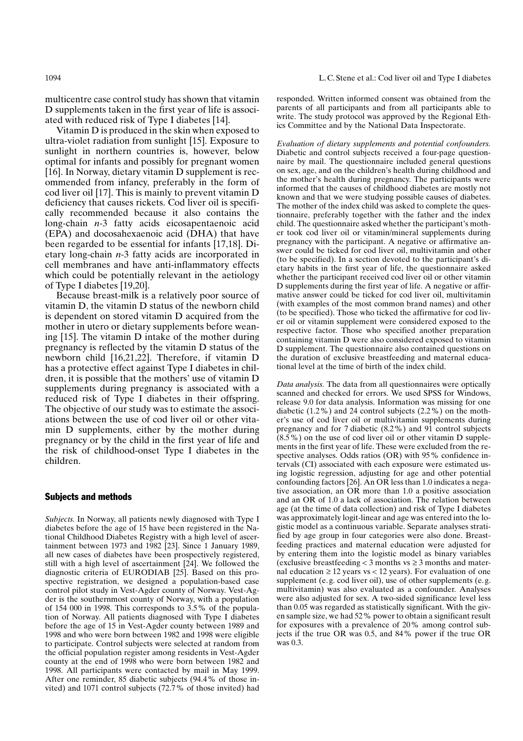multicentre case control study has shown that vitamin D supplements taken in the first year of life is associated with reduced risk of Type I diabetes [14].

Vitamin D is produced in the skin when exposed to ultra-violet radiation from sunlight [15]. Exposure to sunlight in northern countries is, however, below optimal for infants and possibly for pregnant women [16]. In Norway, dietary vitamin D supplement is recommended from infancy, preferably in the form of cod liver oil [17]. This is mainly to prevent vitamin D deficiency that causes rickets. Cod liver oil is specifically recommended because it also contains the long-chain *n*-3 fatty acids eicosapentaenoic acid (EPA) and docosahexaenoic acid (DHA) that have been regarded to be essential for infants [17,18]. Dietary long-chain *n*-3 fatty acids are incorporated in cell membranes and have anti-inflammatory effects which could be potentially relevant in the aetiology of Type I diabetes [19,20].

Because breast-milk is a relatively poor source of vitamin D, the vitamin D status of the newborn child is dependent on stored vitamin D acquired from the mother in utero or dietary supplements before weaning [15]. The vitamin D intake of the mother during pregnancy is reflected by the vitamin D status of the newborn child [16,21,22]. Therefore, if vitamin D has a protective effect against Type I diabetes in children, it is possible that the mothers' use of vitamin D supplements during pregnancy is associated with a reduced risk of Type I diabetes in their offspring. The objective of our study was to estimate the associations between the use of cod liver oil or other vitamin D supplements, either by the mother during pregnancy or by the child in the first year of life and the risk of childhood-onset Type I diabetes in the children.

## Subjects and methods

*Subjects.* In Norway, all patients newly diagnosed with Type I diabetes before the age of 15 have been registered in the National Childhood Diabetes Registry with a high level of ascertainment between 1973 and 1982 [23]. Since 1 January 1989, all new cases of diabetes have been prospectively registered, still with a high level of ascertainment [24]. We followed the diagnostic criteria of EURODIAB [25]. Based on this prospective registration, we designed a population-based case control pilot study in Vest-Agder county of Norway. Vest-Agder is the southernmost county of Norway, with a population of 154 000 in 1998. This corresponds to 3.5 % of the population of Norway. All patients diagnosed with Type I diabetes before the age of 15 in Vest-Agder county between 1989 and 1998 and who were born between 1982 and 1998 were eligible to participate. Control subjects were selected at random from the official population register among residents in Vest-Agder county at the end of 1998 who were born between 1982 and 1998. All participants were contacted by mail in May 1999. After one reminder, 85 diabetic subjects (94.4 % of those invited) and 1071 control subjects (72.7 % of those invited) had responded. Written informed consent was obtained from the parents of all participants and from all participants able to write. The study protocol was approved by the Regional Ethics Committee and by the National Data Inspectorate.

*Evaluation of dietary supplements and potential confounders.* Diabetic and control subjects received a four-page questionnaire by mail. The questionnaire included general questions on sex, age, and on the children's health during childhood and the mother's health during pregnancy. The participants were informed that the causes of childhood diabetes are mostly not known and that we were studying possible causes of diabetes. The mother of the index child was asked to complete the questionnaire, preferably together with the father and the index child. The questionnaire asked whether the participant's mother took cod liver oil or vitamin/mineral supplements during pregnancy with the participant. A negative or affirmative answer could be ticked for cod liver oil, multivitamin and other (to be specified). In a section devoted to the participant's dietary habits in the first year of life, the questionnaire asked whether the participant received cod liver oil or other vitamin D supplements during the first year of life. A negative or affirmative answer could be ticked for cod liver oil, multivitamin (with examples of the most common brand names) and other (to be specified). Those who ticked the affirmative for cod liver oil or vitamin supplement were considered exposed to the respective factor. Those who specified another preparation containing vitamin D were also considered exposed to vitamin D supplement. The questionnaire also contained questions on the duration of exclusive breastfeeding and maternal educational level at the time of birth of the index child.

*Data analysis.* The data from all questionnaires were optically scanned and checked for errors. We used SPSS for Windows, release 9.0 for data analysis. Information was missing for one diabetic (1.2 %) and 24 control subjects (2.2 %) on the mother's use of cod liver oil or multivitamin supplements during pregnancy and for 7 diabetic (8.2 %) and 91 control subjects (8.5 %) on the use of cod liver oil or other vitamin D supplements in the first year of life. These were excluded from the respective analyses. Odds ratios (OR) with 95 % confidence intervals (CI) associated with each exposure were estimated using logistic regression, adjusting for age and other potential confounding factors [26]. An OR less than 1.0 indicates a negative association, an OR more than 1.0 a positive association and an OR of 1.0 a lack of association. The relation between age (at the time of data collection) and risk of Type I diabetes was approximately logit-linear and age was entered into the logistic model as a continuous variable. Separate analyses stratified by age group in four categories were also done. Breastfeeding practices and maternal education were adjusted for by entering them into the logistic model as binary variables (exclusive breastfeeding < 3 months vs ≥ 3 months and maternal education ≥ 12 years vs < 12 years). For evaluation of one supplement (e. g. cod liver oil), use of other supplements (e. g. multivitamin) was also evaluated as a confounder. Analyses were also adjusted for sex. A two-sided significance level less than 0.05 was regarded as statistically significant. With the given sample size, we had 52 % power to obtain a significant result for exposures with a prevalence of 20 % among control subjects if the true OR was 0.5, and 84 % power if the true OR was 0.3.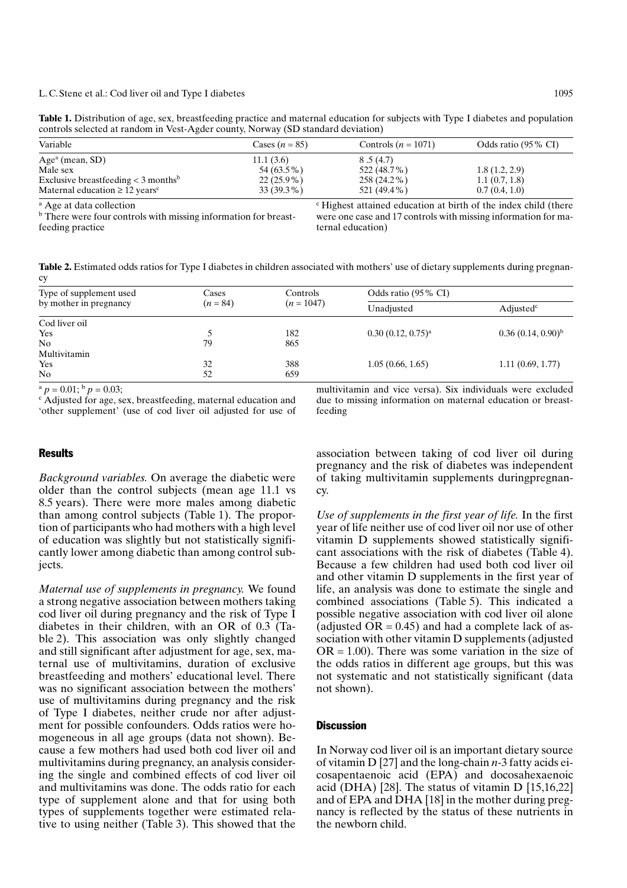**Table 1.** Distribution of age, sex, breastfeeding practice and maternal education for subjects with Type I diabetes and population controls selected at random in Vest-Agder county, Norway (SD standard deviation)

| Variable | Cases ($n = 85$) | Controls ($n = 1071$) | Odds ratio (95 % CI) |
|---|---|---|---|
| Age[a] (mean, SD) | 11.1 (3.6) | 8 .5 (4.7) | |
| Male sex | 54 (63.5 %) | 522 (48.7 %) | 1.8 (1.2, 2.9) |
| Exclusive breastfeeding < 3 months[b] | 22 (25.9 %) | 258 (24.2 %) | 1.1 (0.7, 1.8) |
| Maternal education ≥ 12 years[c] | 33 (39.3 %) | 521 (49.4 %) | 0.7 (0.4, 1.0) |

[a] Age at data collection
[b] There were four controls with missing information for breastfeeding practice
[c] Highest attained education at birth of the index child (there were one case and 17 controls with missing information for maternal education)

**Table 2.** Estimated odds ratios for Type I diabetes in children associated with mothers' use of dietary supplements during pregnancy

| Type of supplement used by mother in pregnancy | Cases ($n = 84$) | Controls ($n = 1047$) | Odds ratio (95 % CI) | |
|---|---|---|---|---|
| | | | Unadjusted | Adjusted[c] |
| Cod liver oil | | | | |
| Yes | 5 | 182 | 0.30 (0.12, 0.75)[a] | 0.36 (0.14, 0.90)[b] |
| No | 79 | 865 | | |
| Multivitamin | | | | |
| Yes | 32 | 388 | 1.05 (0.66, 1.65) | 1.11 (0.69, 1.77) |
| No | 52 | 659 | | |

[a] $p = 0.01$; [b] $p = 0.03$;
[c] Adjusted for age, sex, breastfeeding, maternal education and 'other supplement' (use of cod liver oil adjusted for use of multivitamin and vice versa). Six individuals were excluded due to missing information on maternal education or breastfeeding

## Results

*Background variables.* On average the diabetic were older than the control subjects (mean age 11.1 vs 8.5 years). There were more males among diabetic than among control subjects (Table 1). The proportion of participants who had mothers with a high level of education was slightly but not statistically significantly lower among diabetic than among control subjects.

*Maternal use of supplements in pregnancy.* We found a strong negative association between mothers taking cod liver oil during pregnancy and the risk of Type I diabetes in their children, with an OR of 0.3 (Table 2). This association was only slightly changed and still significant after adjustment for age, sex, maternal use of multivitamins, duration of exclusive breastfeeding and mothers' educational level. There was no significant association between the mothers' use of multivitamins during pregnancy and the risk of Type I diabetes, neither crude nor after adjustment for possible confounders. Odds ratios were homogeneous in all age groups (data not shown). Because a few mothers had used both cod liver oil and multivitamins during pregnancy, an analysis considering the single and combined effects of cod liver oil and multivitamins was done. The odds ratio for each type of supplement alone and that for using both types of supplements together were estimated relative to using neither (Table 3). This showed that the association between taking of cod liver oil during pregnancy and the risk of diabetes was independent of taking multivitamin supplements duringpregnancy.

*Use of supplements in the first year of life.* In the first year of life neither use of cod liver oil nor use of other vitamin D supplements showed statistically significant associations with the risk of diabetes (Table 4). Because a few children had used both cod liver oil and other vitamin D supplements in the first year of life, an analysis was done to estimate the single and combined associations (Table 5). This indicated a possible negative association with cod liver oil alone (adjusted OR = 0.45) and had a complete lack of association with other vitamin D supplements (adjusted OR = 1.00). There was some variation in the size of the odds ratios in different age groups, but this was not systematic and not statistically significant (data not shown).

## Discussion

In Norway cod liver oil is an important dietary source of vitamin D [27] and the long-chain *n*-3 fatty acids eicosapentaenoic acid (EPA) and docosahexaenoic acid (DHA) [28]. The status of vitamin D [15,16,22] and of EPA and DHA [18] in the mother during pregnancy is reflected by the status of these nutrients in the newborn child.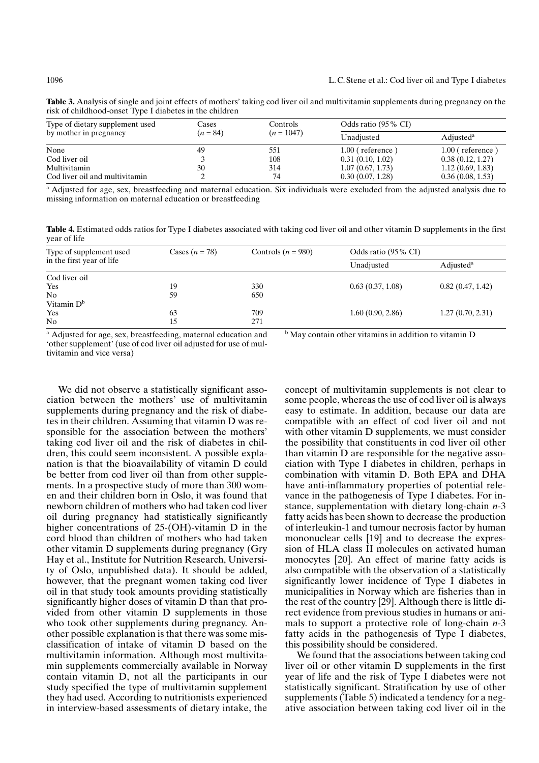**Table 3.** Analysis of single and joint effects of mothers' taking cod liver oil and multivitamin supplements during pregnancy on the risk of childhood-onset Type I diabetes in the children

| Type of dietary supplement used by mother in pregnancy | Cases ($n$ = 84) | Controls ($n$ = 1047) | Odds ratio (95% CI) | |
|---|---|---|---|---|
| | | | Unadjusted | Adjusted[a] |
| None | 49 | 551 | 1.00 ( reference ) | 1.00 ( reference ) |
| Cod liver oil | 3 | 108 | 0.31 (0.10, 1.02) | 0.38 (0.12, 1.27) |
| Multivitamin | 30 | 314 | 1.07 (0.67, 1.73) | 1.12 (0.69, 1.83) |
| Cod liver oil and multivitamin | 2 | 74 | 0.30 (0.07, 1.28) | 0.36 (0.08, 1.53) |

[a] Adjusted for age, sex, breastfeeding and maternal education. Six individuals were excluded from the adjusted analysis due to missing information on maternal education or breastfeeding

**Table 4.** Estimated odds ratios for Type I diabetes associated with taking cod liver oil and other vitamin D supplements in the first year of life

| Type of supplement used in the first year of life | Cases ($n$ = 78) | Controls ($n$ = 980) | Odds ratio (95% CI) | |
|---|---|---|---|---|
| | | | Unadjusted | Adjusted[a] |
| Cod liver oil | | | | |
| Yes | 19 | 330 | 0.63 (0.37, 1.08) | 0.82 (0.47, 1.42) |
| No | 59 | 650 | | |
| Vitamin D[b] | | | | |
| Yes | 63 | 709 | 1.60 (0.90, 2.86) | 1.27 (0.70, 2.31) |
| No | 15 | 271 | | |

[a] Adjusted for age, sex, breastfeeding, maternal education and 'other supplement' (use of cod liver oil adjusted for use of multivitamin and vice versa)

[b] May contain other vitamins in addition to vitamin D

We did not observe a statistically significant association between the mothers' use of multivitamin supplements during pregnancy and the risk of diabetes in their children. Assuming that vitamin D was responsible for the association between the mothers' taking cod liver oil and the risk of diabetes in children, this could seem inconsistent. A possible explanation is that the bioavailability of vitamin D could be better from cod liver oil than from other supplements. In a prospective study of more than 300 women and their children born in Oslo, it was found that newborn children of mothers who had taken cod liver oil during pregnancy had statistically significantly higher concentrations of 25-(OH)-vitamin D in the cord blood than children of mothers who had taken other vitamin D supplements during pregnancy (Gry Hay et al., Institute for Nutrition Research, University of Oslo, unpublished data). It should be added, however, that the pregnant women taking cod liver oil in that study took amounts providing statistically significantly higher doses of vitamin D than that provided from other vitamin D supplements in those who took other supplements during pregnancy. Another possible explanation is that there was some misclassification of intake of vitamin D based on the multivitamin information. Although most multivitamin supplements commercially available in Norway contain vitamin D, not all the participants in our study specified the type of multivitamin supplement they had used. According to nutritionists experienced in interview-based assessments of dietary intake, the concept of multivitamin supplements is not clear to some people, whereas the use of cod liver oil is always easy to estimate. In addition, because our data are compatible with an effect of cod liver oil and not with other vitamin D supplements, we must consider the possibility that constituents in cod liver oil other than vitamin D are responsible for the negative association with Type I diabetes in children, perhaps in combination with vitamin D. Both EPA and DHA have anti-inflammatory properties of potential relevance in the pathogenesis of Type I diabetes. For instance, supplementation with dietary long-chain $n$-3 fatty acids has been shown to decrease the production of interleukin-1 and tumour necrosis factor by human mononuclear cells [19] and to decrease the expression of HLA class II molecules on activated human monocytes [20]. An effect of marine fatty acids is also compatible with the observation of a statistically significantly lower incidence of Type I diabetes in municipalities in Norway which are fisheries than in the rest of the country [29]. Although there is little direct evidence from previous studies in humans or animals to support a protective role of long-chain $n$-3 fatty acids in the pathogenesis of Type I diabetes, this possibility should be considered.

We found that the associations between taking cod liver oil or other vitamin D supplements in the first year of life and the risk of Type I diabetes were not statistically significant. Stratification by use of other supplements (Table 5) indicated a tendency for a negative association between taking cod liver oil in the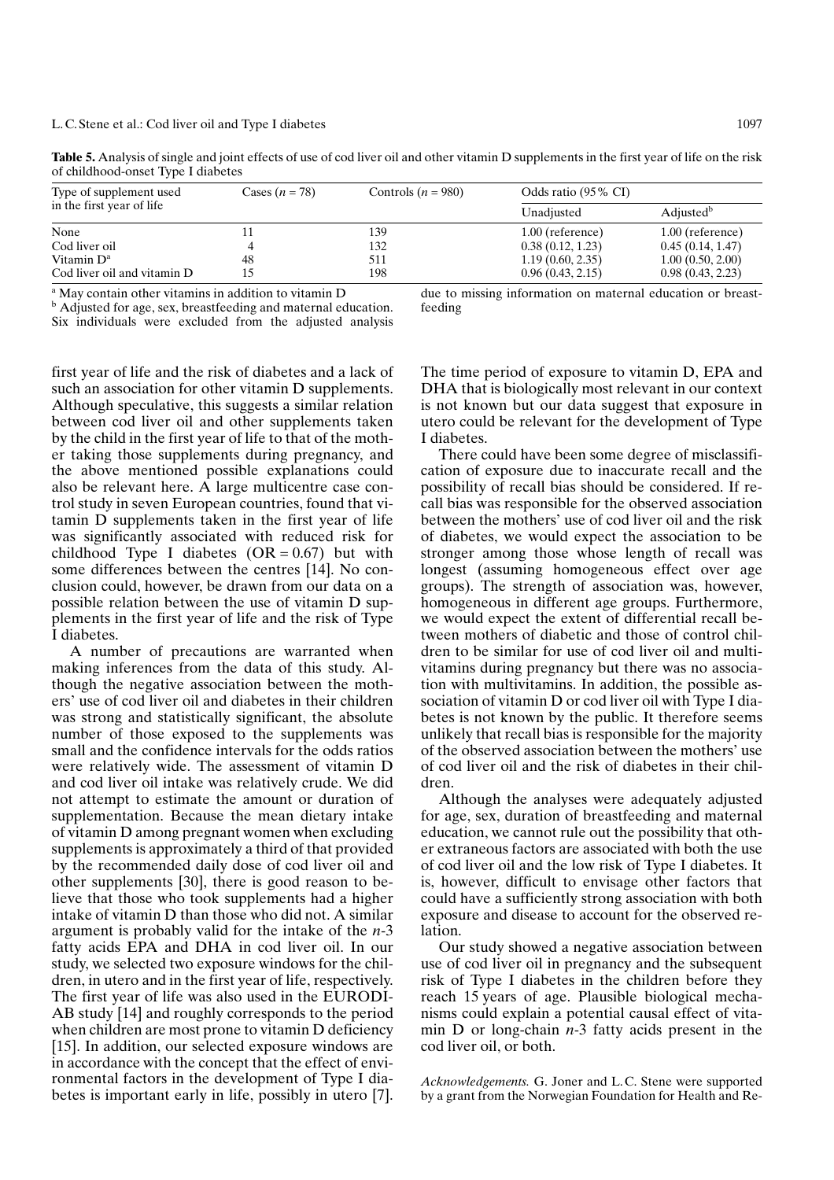**Table 5.** Analysis of single and joint effects of use of cod liver oil and other vitamin D supplements in the first year of life on the risk of childhood-onset Type I diabetes

| Type of supplement used in the first year of life | Cases ($n = 78$) | Controls ($n = 980$) | Odds ratio (95% CI) | |
|---|---|---|---|---|
| | | | Unadjusted | Adjusted[b] |
| None | 11 | 139 | 1.00 (reference) | 1.00 (reference) |
| Cod liver oil | 4 | 132 | 0.38 (0.12, 1.23) | 0.45 (0.14, 1.47) |
| Vitamin D[a] | 48 | 511 | 1.19 (0.60, 2.35) | 1.00 (0.50, 2.00) |
| Cod liver oil and vitamin D | 15 | 198 | 0.96 (0.43, 2.15) | 0.98 (0.43, 2.23) |

[a] May contain other vitamins in addition to vitamin D
[b] Adjusted for age, sex, breastfeeding and maternal education. Six individuals were excluded from the adjusted analysis due to missing information on maternal education or breastfeeding

first year of life and the risk of diabetes and a lack of such an association for other vitamin D supplements. Although speculative, this suggests a similar relation between cod liver oil and other supplements taken by the child in the first year of life to that of the mother taking those supplements during pregnancy, and the above mentioned possible explanations could also be relevant here. A large multicentre case control study in seven European countries, found that vitamin D supplements taken in the first year of life was significantly associated with reduced risk for childhood Type I diabetes ($OR = 0.67$) but with some differences between the centres [14]. No conclusion could, however, be drawn from our data on a possible relation between the use of vitamin D supplements in the first year of life and the risk of Type I diabetes.

A number of precautions are warranted when making inferences from the data of this study. Although the negative association between the mothers' use of cod liver oil and diabetes in their children was strong and statistically significant, the absolute number of those exposed to the supplements was small and the confidence intervals for the odds ratios were relatively wide. The assessment of vitamin D and cod liver oil intake was relatively crude. We did not attempt to estimate the amount or duration of supplementation. Because the mean dietary intake of vitamin D among pregnant women when excluding supplements is approximately a third of that provided by the recommended daily dose of cod liver oil and other supplements [30], there is good reason to believe that those who took supplements had a higher intake of vitamin D than those who did not. A similar argument is probably valid for the intake of the $n$-3 fatty acids EPA and DHA in cod liver oil. In our study, we selected two exposure windows for the children, in utero and in the first year of life, respectively. The first year of life was also used in the EURODIAB study [14] and roughly corresponds to the period when children are most prone to vitamin D deficiency [15]. In addition, our selected exposure windows are in accordance with the concept that the effect of environmental factors in the development of Type I diabetes is important early in life, possibly in utero [7]. The time period of exposure to vitamin D, EPA and DHA that is biologically most relevant in our context is not known but our data suggest that exposure in utero could be relevant for the development of Type I diabetes.

There could have been some degree of misclassification of exposure due to inaccurate recall and the possibility of recall bias should be considered. If recall bias was responsible for the observed association between the mothers' use of cod liver oil and the risk of diabetes, we would expect the association to be stronger among those whose length of recall was longest (assuming homogeneous effect over age groups). The strength of association was, however, homogeneous in different age groups. Furthermore, we would expect the extent of differential recall between mothers of diabetic and those of control children to be similar for use of cod liver oil and multivitamins during pregnancy but there was no association with multivitamins. In addition, the possible association of vitamin D or cod liver oil with Type I diabetes is not known by the public. It therefore seems unlikely that recall bias is responsible for the majority of the observed association between the mothers' use of cod liver oil and the risk of diabetes in their children.

Although the analyses were adequately adjusted for age, sex, duration of breastfeeding and maternal education, we cannot rule out the possibility that other extraneous factors are associated with both the use of cod liver oil and the low risk of Type I diabetes. It is, however, difficult to envisage other factors that could have a sufficiently strong association with both exposure and disease to account for the observed relation.

Our study showed a negative association between use of cod liver oil in pregnancy and the subsequent risk of Type I diabetes in the children before they reach 15 years of age. Plausible biological mechanisms could explain a potential causal effect of vitamin D or long-chain $n$-3 fatty acids present in the cod liver oil, or both.

*Acknowledgements.* G. Joner and L. C. Stene were supported by a grant from the Norwegian Foundation for Health and Re-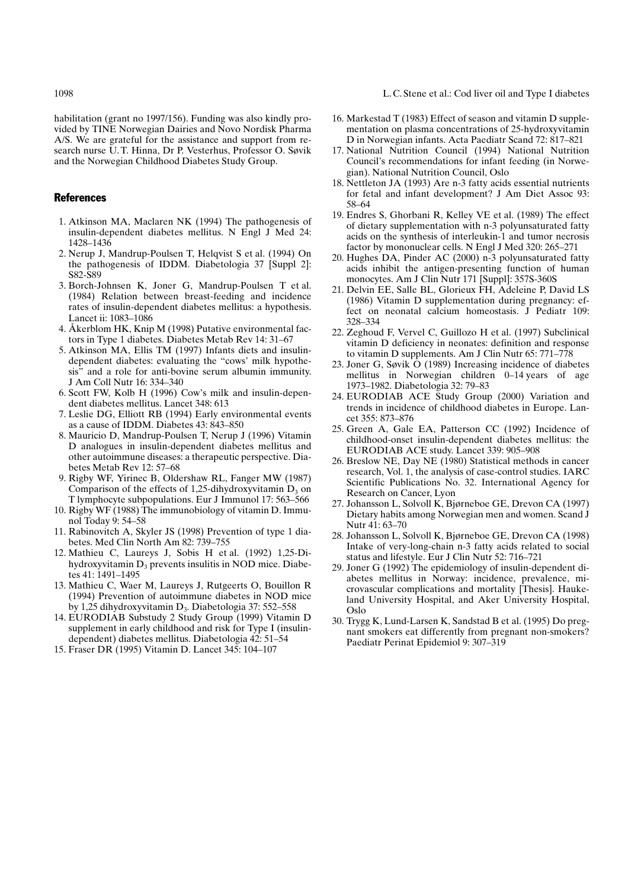habilitation (grant no 1997/156). Funding was also kindly provided by TINE Norwegian Dairies and Novo Nordisk Pharma A/S. We are grateful for the assistance and support from research nurse U. T. Hinna, Dr P. Vesterhus, Professor O. Søvik and the Norwegian Childhood Diabetes Study Group.

## References

1. Atkinson MA, Maclaren NK (1994) The pathogenesis of insulin-dependent diabetes mellitus. N Engl J Med 24: 1428–1436
2. Nerup J, Mandrup-Poulsen T, Helqvist S et al. (1994) On the pathogenesis of IDDM. Diabetologia 37 [Suppl 2]: S82-S89
3. Borch-Johnsen K, Joner G, Mandrup-Poulsen T et al. (1984) Relation between breast-feeding and incidence rates of insulin-dependent diabetes mellitus: a hypothesis. Lancet ii: 1083–1086
4. Åkerblom HK, Knip M (1998) Putative environmental factors in Type 1 diabetes. Diabetes Metab Rev 14: 31–67
5. Atkinson MA, Ellis TM (1997) Infants diets and insulin-dependent diabetes: evaluating the "cows' milk hypothesis" and a role for anti-bovine serum albumin immunity. J Am Coll Nutr 16: 334–340
6. Scott FW, Kolb H (1996) Cow's milk and insulin-dependent diabetes mellitus. Lancet 348: 613
7. Leslie DG, Elliott RB (1994) Early environmental events as a cause of IDDM. Diabetes 43: 843–850
8. Mauricio D, Mandrup-Poulsen T, Nerup J (1996) Vitamin D analogues in insulin-dependent diabetes mellitus and other autoimmune diseases: a therapeutic perspective. Diabetes Metab Rev 12: 57–68
9. Rigby WF, Yirinec B, Oldershaw RL, Fanger MW (1987) Comparison of the effects of 1,25-dihydroxyvitamin $D_3$ on T lymphocyte subpopulations. Eur J Immunol 17: 563–566
10. Rigby WF (1988) The immunobiology of vitamin D. Immunol Today 9: 54–58
11. Rabinovitch A, Skyler JS (1998) Prevention of type 1 diabetes. Med Clin North Am 82: 739–755
12. Mathieu C, Laureys J, Sobis H et al. (1992) 1,25-Dihydroxyvitamin $D_3$ prevents insulitis in NOD mice. Diabetes 41: 1491–1495
13. Mathieu C, Waer M, Laureys J, Rutgeerts O, Bouillon R (1994) Prevention of autoimmune diabetes in NOD mice by 1,25 dihydroxyvitamin $D_3$. Diabetologia 37: 552–558
14. EURODIAB Substudy 2 Study Group (1999) Vitamin D supplement in early childhood and risk for Type I (insulin-dependent) diabetes mellitus. Diabetologia 42: 51–54
15. Fraser DR (1995) Vitamin D. Lancet 345: 104–107
16. Markestad T (1983) Effect of season and vitamin D supplementation on plasma concentrations of 25-hydroxyvitamin D in Norwegian infants. Acta Paediatr Scand 72: 817–821
17. National Nutrition Council (1994) National Nutrition Council's recommendations for infant feeding (in Norwegian). National Nutrition Council, Oslo
18. Nettleton JA (1993) Are n-3 fatty acids essential nutrients for fetal and infant development? J Am Diet Assoc 93: 58–64
19. Endres S, Ghorbani R, Kelley VE et al. (1989) The effect of dietary supplementation with n-3 polyunsaturated fatty acids on the synthesis of interleukin-1 and tumor necrosis factor by mononuclear cells. N Engl J Med 320: 265–271
20. Hughes DA, Pinder AC (2000) n-3 polyunsaturated fatty acids inhibit the antigen-presenting function of human monocytes. Am J Clin Nutr 171 [Suppl]: 357S-360S
21. Delvin EE, Salle BL, Glorieux FH, Adeleine P, David LS (1986) Vitamin D supplementation during pregnancy: effect on neonatal calcium homeostasis. J Pediatr 109: 328–334
22. Zeghoud F, Vervel C, Guillozo H et al. (1997) Subclinical vitamin D deficiency in neonates: definition and response to vitamin D supplements. Am J Clin Nutr 65: 771–778
23. Joner G, Søvik O (1989) Increasing incidence of diabetes mellitus in Norwegian children 0–14 years of age 1973–1982. Diabetologia 32: 79–83
24. EURODIAB ACE Study Group (2000) Variation and trends in incidence of childhood diabetes in Europe. Lancet 355: 873–876
25. Green A, Gale EA, Patterson CC (1992) Incidence of childhood-onset insulin-dependent diabetes mellitus: the EURODIAB ACE study. Lancet 339: 905–908
26. Breslow NE, Day NE (1980) Statistical methods in cancer research, Vol. 1, the analysis of case-control studies. IARC Scientific Publications No. 32. International Agency for Research on Cancer, Lyon
27. Johansson L, Solvoll K, Bjørneboe GE, Drevon CA (1997) Dietary habits among Norwegian men and women. Scand J Nutr 41: 63–70
28. Johansson L, Solvoll K, Bjørneboe GE, Drevon CA (1998) Intake of very-long-chain n-3 fatty acids related to social status and lifestyle. Eur J Clin Nutr 52: 716–721
29. Joner G (1992) The epidemiology of insulin-dependent diabetes mellitus in Norway: incidence, prevalence, microvascular complications and mortality [Thesis]. Haukeland University Hospital, and Aker University Hospital, Oslo
30. Trygg K, Lund-Larsen K, Sandstad B et al. (1995) Do pregnant smokers eat differently from pregnant non-smokers? Paediatr Perinat Epidemiol 9: 307–319